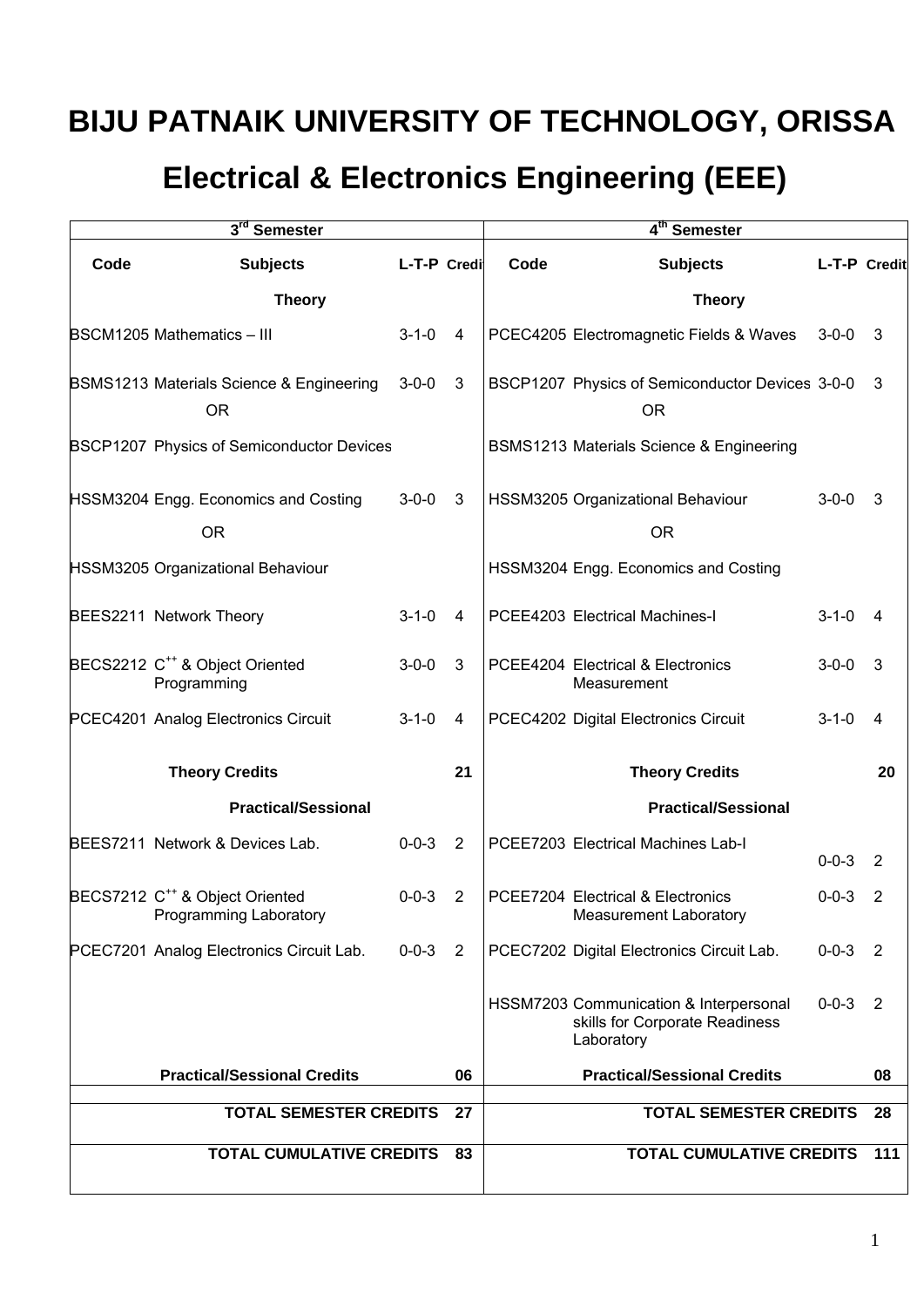# BIJU PATNAIK UNIVERSITY OF TECHNOLOGY, ORISSA

# Electrical & Electronics Engineering (EEE)

| 3rd Semester | | | | 4th Semester | | | |
|---|---|---|---|---|---|---|---|
| **Code** | **Subjects** | **L-T-P** | **Credit** | **Code** | **Subjects** | **L-T-P** | **Credit** |
| | **Theory** | | | | **Theory** | | |
| BSCM1205 | Mathematics – III | 3-1-0 | 4 | PCEC4205 | Electromagnetic Fields & Waves | 3-0-0 | 3 |
| BSMS1213 | Materials Science & Engineering | 3-0-0 | 3 | BSCP1207 | Physics of Semiconductor Devices | 3-0-0 | 3 |
| | OR | | | | OR | | |
| BSCP1207 | Physics of Semiconductor Devices | | | BSMS1213 | Materials Science & Engineering | | |
| HSSM3204 | Engg. Economics and Costing | 3-0-0 | 3 | HSSM3205 | Organizational Behaviour | 3-0-0 | 3 |
| | OR | | | | OR | | |
| HSSM3205 | Organizational Behaviour | | | HSSM3204 | Engg. Economics and Costing | | |
| BEES2211 | Network Theory | 3-1-0 | 4 | PCEE4203 | Electrical Machines-I | 3-1-0 | 4 |
| BECS2212 | C++ & Object Oriented Programming | 3-0-0 | 3 | PCEE4204 | Electrical & Electronics Measurement | 3-0-0 | 3 |
| PCEC4201 | Analog Electronics Circuit | 3-1-0 | 4 | PCEC4202 | Digital Electronics Circuit | 3-1-0 | 4 |
| | **Theory Credits** | | **21** | | **Theory Credits** | | **20** |
| | **Practical/Sessional** | | | | **Practical/Sessional** | | |
| BEES7211 | Network & Devices Lab. | 0-0-3 | 2 | PCEE7203 | Electrical Machines Lab-I | 0-0-3 | 2 |
| BECS7212 | C++ & Object Oriented Programming Laboratory | 0-0-3 | 2 | PCEE7204 | Electrical & Electronics Measurement Laboratory | 0-0-3 | 2 |
| PCEC7201 | Analog Electronics Circuit Lab. | 0-0-3 | 2 | PCEC7202 | Digital Electronics Circuit Lab. | 0-0-3 | 2 |
| | | | | HSSM7203 | Communication & Interpersonal skills for Corporate Readiness Laboratory | 0-0-3 | 2 |
| | **Practical/Sessional Credits** | | **06** | | **Practical/Sessional Credits** | | **08** |
| | **TOTAL SEMESTER CREDITS** | | **27** | | **TOTAL SEMESTER CREDITS** | | **28** |
| | **TOTAL CUMULATIVE CREDITS** | | **83** | | **TOTAL CUMULATIVE CREDITS** | | **111** |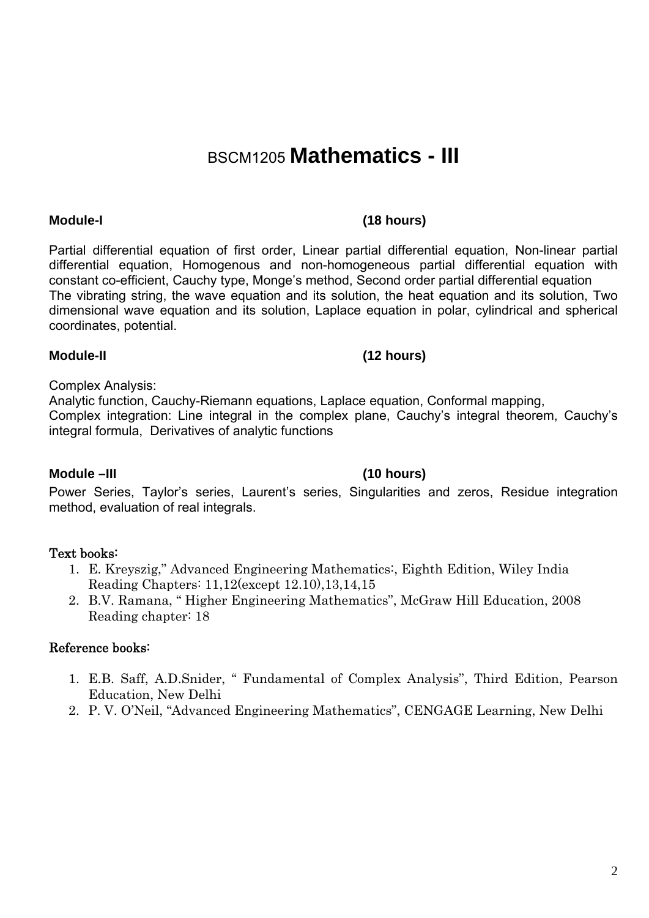# BSCM1205 **Mathematics - III**

**Module-I** **(18 hours)**

Partial differential equation of first order, Linear partial differential equation, Non-linear partial differential equation, Homogenous and non-homogeneous partial differential equation with constant co-efficient, Cauchy type, Monge's method, Second order partial differential equation
The vibrating string, the wave equation and its solution, the heat equation and its solution, Two dimensional wave equation and its solution, Laplace equation in polar, cylindrical and spherical coordinates, potential.

**Module-II** **(12 hours)**

Complex Analysis:
Analytic function, Cauchy-Riemann equations, Laplace equation, Conformal mapping,
Complex integration: Line integral in the complex plane, Cauchy's integral theorem, Cauchy's integral formula, Derivatives of analytic functions

**Module –III** **(10 hours)**

Power Series, Taylor's series, Laurent's series, Singularities and zeros, Residue integration method, evaluation of real integrals.

**Text books:**

1. E. Kreyszig," Advanced Engineering Mathematics:, Eighth Edition, Wiley India
   Reading Chapters: 11,12(except 12.10),13,14,15
2. B.V. Ramana, " Higher Engineering Mathematics", McGraw Hill Education, 2008
   Reading chapter: 18

**Reference books:**

1. E.B. Saff, A.D.Snider, " Fundamental of Complex Analysis", Third Edition, Pearson Education, New Delhi
2. P. V. O'Neil, "Advanced Engineering Mathematics", CENGAGE Learning, New Delhi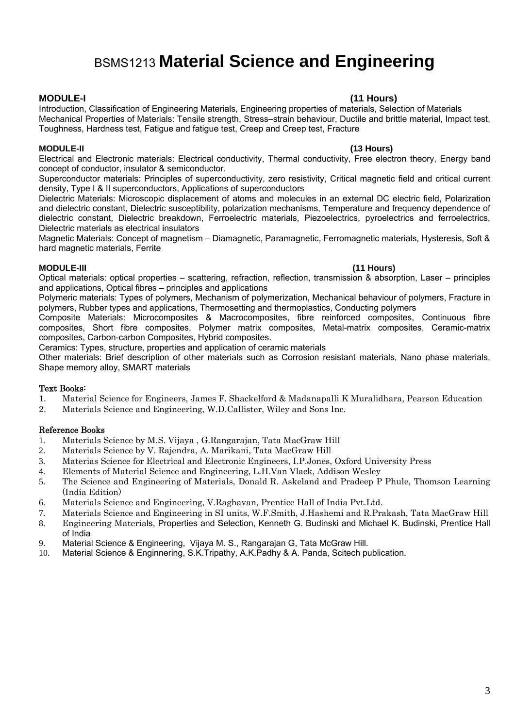# BSMS1213 **Material Science and Engineering**

**MODULE-I (11 Hours)**

Introduction, Classification of Engineering Materials, Engineering properties of materials, Selection of Materials
Mechanical Properties of Materials: Tensile strength, Stress–strain behaviour, Ductile and brittle material, Impact test, Toughness, Hardness test, Fatigue and fatigue test, Creep and Creep test, Fracture

**MODULE-II (13 Hours)**

Electrical and Electronic materials: Electrical conductivity, Thermal conductivity, Free electron theory, Energy band concept of conductor, insulator & semiconductor.

Superconductor materials: Principles of superconductivity, zero resistivity, Critical magnetic field and critical current density, Type I & II superconductors, Applications of superconductors

Dielectric Materials: Microscopic displacement of atoms and molecules in an external DC electric field, Polarization and dielectric constant, Dielectric susceptibility, polarization mechanisms, Temperature and frequency dependence of dielectric constant, Dielectric breakdown, Ferroelectric materials, Piezoelectrics, pyroelectrics and ferroelectrics, Dielectric materials as electrical insulators

Magnetic Materials: Concept of magnetism – Diamagnetic, Paramagnetic, Ferromagnetic materials, Hysteresis, Soft & hard magnetic materials, Ferrite

**MODULE-III (11 Hours)**

Optical materials: optical properties – scattering, refraction, reflection, transmission & absorption, Laser – principles and applications, Optical fibres – principles and applications

Polymeric materials: Types of polymers, Mechanism of polymerization, Mechanical behaviour of polymers, Fracture in polymers, Rubber types and applications, Thermosetting and thermoplastics, Conducting polymers

Composite Materials: Microcomposites & Macrocomposites, fibre reinforced composites, Continuous fibre composites, Short fibre composites, Polymer matrix composites, Metal-matrix composites, Ceramic-matrix composites, Carbon-carbon Composites, Hybrid composites.

Ceramics: Types, structure, properties and application of ceramic materials

Other materials: Brief description of other materials such as Corrosion resistant materials, Nano phase materials, Shape memory alloy, SMART materials

**Text Books:**

1. Material Science for Engineers, James F. Shackelford & Madanapalli K Muralidhara, Pearson Education
2. Materials Science and Engineering, W.D.Callister, Wiley and Sons Inc.

**Reference Books**

1. Materials Science by M.S. Vijaya , G.Rangarajan, Tata MacGraw Hill
2. Materials Science by V. Rajendra, A. Marikani, Tata MacGraw Hill
3. Materias Science for Electrical and Electronic Engineers, I.P.Jones, Oxford University Press
4. Elements of Material Science and Engineering, L.H.Van Vlack, Addison Wesley
5. The Science and Engineering of Materials, Donald R. Askeland and Pradeep P Phule, Thomson Learning (India Edition)
6. Materials Science and Engineering, V.Raghavan, Prentice Hall of India Pvt.Ltd.
7. Materials Science and Engineering in SI units, W.F.Smith, J.Hashemi and R.Prakash, Tata MacGraw Hill
8. Engineering Materials, Properties and Selection, Kenneth G. Budinski and Michael K. Budinski, Prentice Hall of India
9. Material Science & Engineering, Vijaya M. S., Rangarajan G, Tata McGraw Hill.
10. Material Science & Enginnering, S.K.Tripathy, A.K.Padhy & A. Panda, Scitech publication.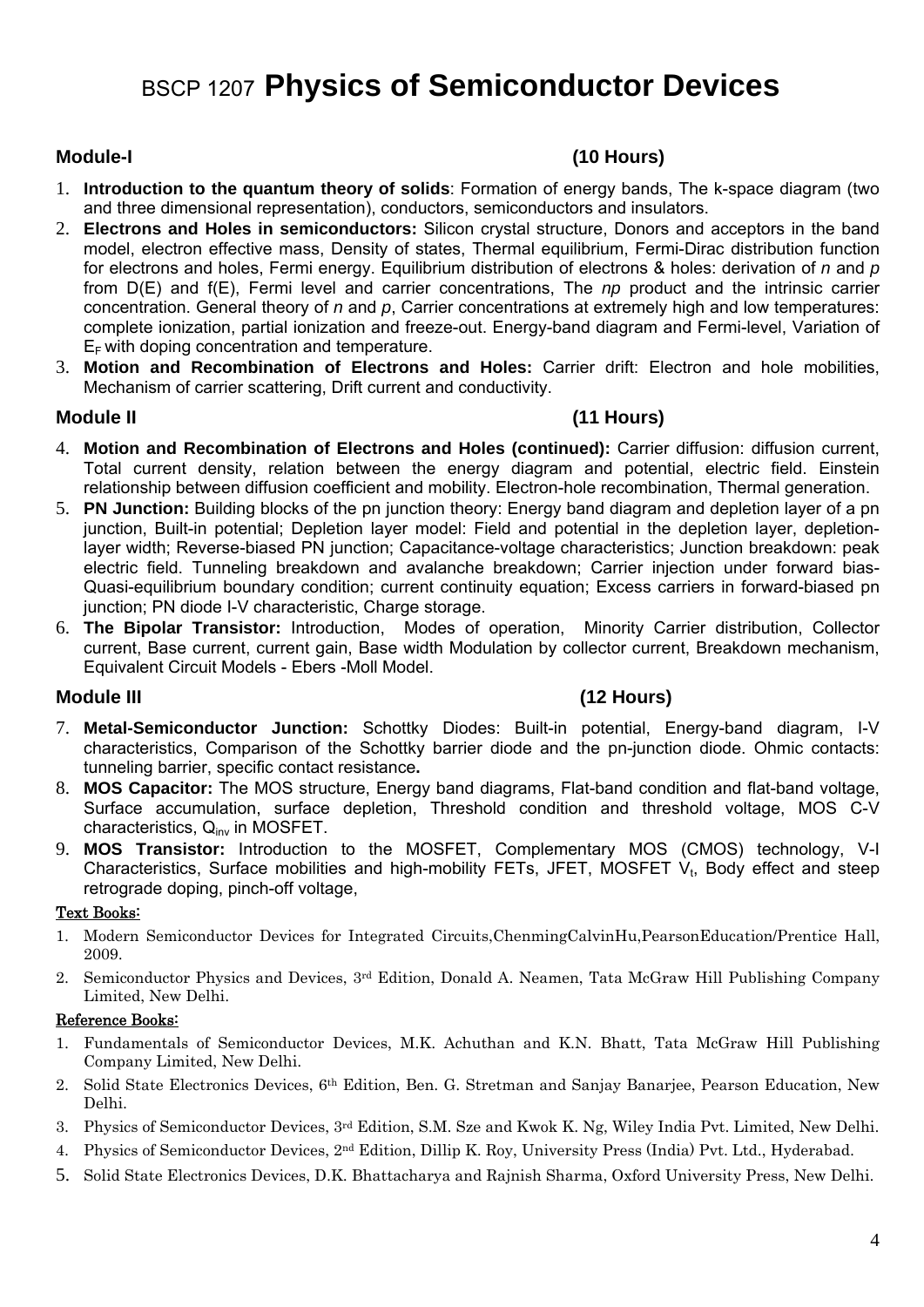# BSCP 1207 **Physics of Semiconductor Devices**

**Module-I** **(10 Hours)**

1. **Introduction to the quantum theory of solids**: Formation of energy bands, The k-space diagram (two and three dimensional representation), conductors, semiconductors and insulators.
2. **Electrons and Holes in semiconductors:** Silicon crystal structure, Donors and acceptors in the band model, electron effective mass, Density of states, Thermal equilibrium, Fermi-Dirac distribution function for electrons and holes, Fermi energy. Equilibrium distribution of electrons & holes: derivation of *n* and *p* from D(E) and f(E), Fermi level and carrier concentrations, The *np* product and the intrinsic carrier concentration. General theory of *n* and *p*, Carrier concentrations at extremely high and low temperatures: complete ionization, partial ionization and freeze-out. Energy-band diagram and Fermi-level, Variation of $E_F$ with doping concentration and temperature.
3. **Motion and Recombination of Electrons and Holes:** Carrier drift: Electron and hole mobilities, Mechanism of carrier scattering, Drift current and conductivity.

**Module II** **(11 Hours)**

4. **Motion and Recombination of Electrons and Holes (continued):** Carrier diffusion: diffusion current, Total current density, relation between the energy diagram and potential, electric field. Einstein relationship between diffusion coefficient and mobility. Electron-hole recombination, Thermal generation.
5. **PN Junction:** Building blocks of the pn junction theory: Energy band diagram and depletion layer of a pn junction, Built-in potential; Depletion layer model: Field and potential in the depletion layer, depletion-layer width; Reverse-biased PN junction; Capacitance-voltage characteristics; Junction breakdown: peak electric field. Tunneling breakdown and avalanche breakdown; Carrier injection under forward bias-Quasi-equilibrium boundary condition; current continuity equation; Excess carriers in forward-biased pn junction; PN diode I-V characteristic, Charge storage.
6. **The Bipolar Transistor:** Introduction, Modes of operation, Minority Carrier distribution, Collector current, Base current, current gain, Base width Modulation by collector current, Breakdown mechanism, Equivalent Circuit Models - Ebers -Moll Model.

**Module III** **(12 Hours)**

7. **Metal-Semiconductor Junction:** Schottky Diodes: Built-in potential, Energy-band diagram, I-V characteristics, Comparison of the Schottky barrier diode and the pn-junction diode. Ohmic contacts: tunneling barrier, specific contact resistance**.**
8. **MOS Capacitor:** The MOS structure, Energy band diagrams, Flat-band condition and flat-band voltage, Surface accumulation, surface depletion, Threshold condition and threshold voltage, MOS C-V characteristics, $Q_{inv}$ in MOSFET.
9. **MOS Transistor:** Introduction to the MOSFET, Complementary MOS (CMOS) technology, V-I Characteristics, Surface mobilities and high-mobility FETs, JFET, MOSFET $V_t$, Body effect and steep retrograde doping, pinch-off voltage,

**Text Books:**

1. Modern Semiconductor Devices for Integrated Circuits,ChenmingCalvinHu,PearsonEducation/Prentice Hall, 2009.
2. Semiconductor Physics and Devices, 3rd Edition, Donald A. Neamen, Tata McGraw Hill Publishing Company Limited, New Delhi.

**Reference Books:**

1. Fundamentals of Semiconductor Devices, M.K. Achuthan and K.N. Bhatt, Tata McGraw Hill Publishing Company Limited, New Delhi.
2. Solid State Electronics Devices, 6th Edition, Ben. G. Stretman and Sanjay Banarjee, Pearson Education, New Delhi.
3. Physics of Semiconductor Devices, 3rd Edition, S.M. Sze and Kwok K. Ng, Wiley India Pvt. Limited, New Delhi.
4. Physics of Semiconductor Devices, 2nd Edition, Dillip K. Roy, University Press (India) Pvt. Ltd., Hyderabad.
5. Solid State Electronics Devices, D.K. Bhattacharya and Rajnish Sharma, Oxford University Press, New Delhi.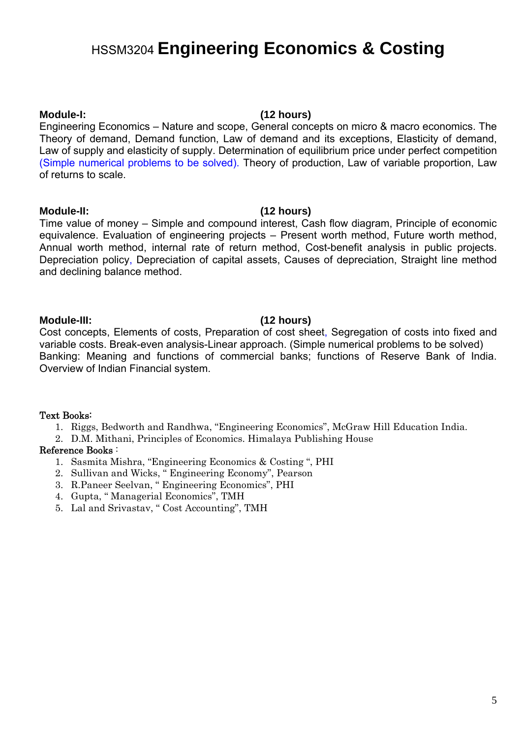# HSSM3204 **Engineering Economics & Costing**

**Module-I: (12 hours)**

Engineering Economics – Nature and scope, General concepts on micro & macro economics. The Theory of demand, Demand function, Law of demand and its exceptions, Elasticity of demand, Law of supply and elasticity of supply. Determination of equilibrium price under perfect competition (Simple numerical problems to be solved). Theory of production, Law of variable proportion, Law of returns to scale.

**Module-II: (12 hours)**

Time value of money – Simple and compound interest, Cash flow diagram, Principle of economic equivalence. Evaluation of engineering projects – Present worth method, Future worth method, Annual worth method, internal rate of return method, Cost-benefit analysis in public projects. Depreciation policy, Depreciation of capital assets, Causes of depreciation, Straight line method and declining balance method.

**Module-III: (12 hours)**

Cost concepts, Elements of costs, Preparation of cost sheet, Segregation of costs into fixed and variable costs. Break-even analysis-Linear approach. (Simple numerical problems to be solved)
Banking: Meaning and functions of commercial banks; functions of Reserve Bank of India. Overview of Indian Financial system.

Text Books:

1. Riggs, Bedworth and Randhwa, "Engineering Economics", McGraw Hill Education India.
2. D.M. Mithani, Principles of Economics. Himalaya Publishing House

Reference Books :

1. Sasmita Mishra, "Engineering Economics & Costing ", PHI
2. Sullivan and Wicks, " Engineering Economy", Pearson
3. R.Paneer Seelvan, " Engineering Economics", PHI
4. Gupta, " Managerial Economics", TMH
5. Lal and Srivastav, " Cost Accounting", TMH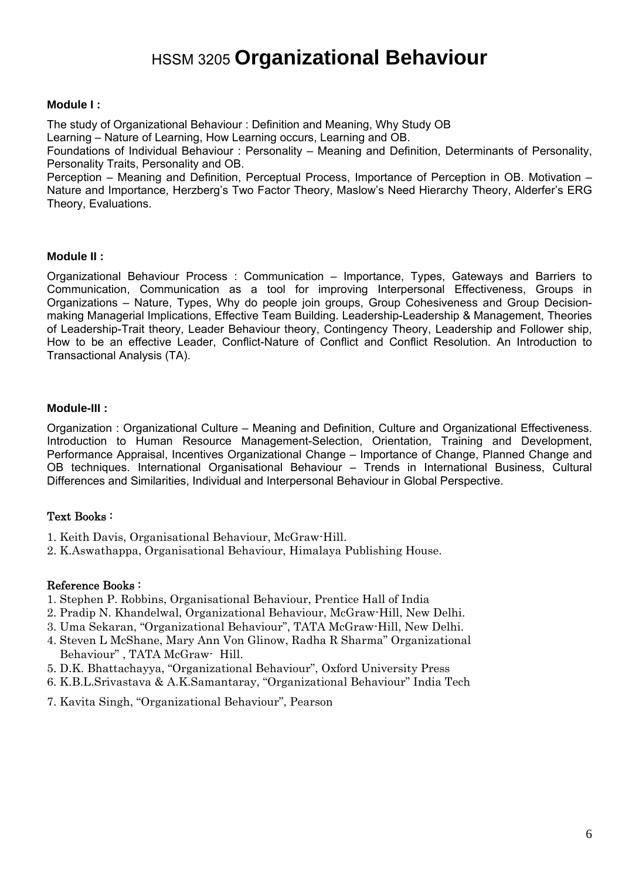# HSSM 3205 **Organizational Behaviour**

**Module I :**

The study of Organizational Behaviour : Definition and Meaning, Why Study OB
Learning – Nature of Learning, How Learning occurs, Learning and OB.
Foundations of Individual Behaviour : Personality – Meaning and Definition, Determinants of Personality, Personality Traits, Personality and OB.
Perception – Meaning and Definition, Perceptual Process, Importance of Perception in OB. Motivation – Nature and Importance, Herzberg's Two Factor Theory, Maslow's Need Hierarchy Theory, Alderfer's ERG Theory, Evaluations.

**Module II :**

Organizational Behaviour Process : Communication – Importance, Types, Gateways and Barriers to Communication, Communication as a tool for improving Interpersonal Effectiveness, Groups in Organizations – Nature, Types, Why do people join groups, Group Cohesiveness and Group Decision-making Managerial Implications, Effective Team Building. Leadership-Leadership & Management, Theories of Leadership-Trait theory, Leader Behaviour theory, Contingency Theory, Leadership and Follower ship, How to be an effective Leader, Conflict-Nature of Conflict and Conflict Resolution. An Introduction to Transactional Analysis (TA).

**Module-III :**

Organization : Organizational Culture – Meaning and Definition, Culture and Organizational Effectiveness. Introduction to Human Resource Management-Selection, Orientation, Training and Development, Performance Appraisal, Incentives Organizational Change – Importance of Change, Planned Change and OB techniques. International Organisational Behaviour – Trends in International Business, Cultural Differences and Similarities, Individual and Interpersonal Behaviour in Global Perspective.

**Text Books :**

1. Keith Davis, Organisational Behaviour, McGraw-Hill.
2. K.Aswathappa, Organisational Behaviour, Himalaya Publishing House.

**Reference Books :**

1. Stephen P. Robbins, Organisational Behaviour, Prentice Hall of India
2. Pradip N. Khandelwal, Organizational Behaviour, McGraw-Hill, New Delhi.
3. Uma Sekaran, "Organizational Behaviour", TATA McGraw-Hill, New Delhi.
4. Steven L McShane, Mary Ann Von Glinow, Radha R Sharma" Organizational Behaviour" , TATA McGraw- Hill.
5. D.K. Bhattachayya, "Organizational Behaviour", Oxford University Press
6. K.B.L.Srivastava & A.K.Samantaray, "Organizational Behaviour" India Tech
7. Kavita Singh, "Organizational Behaviour", Pearson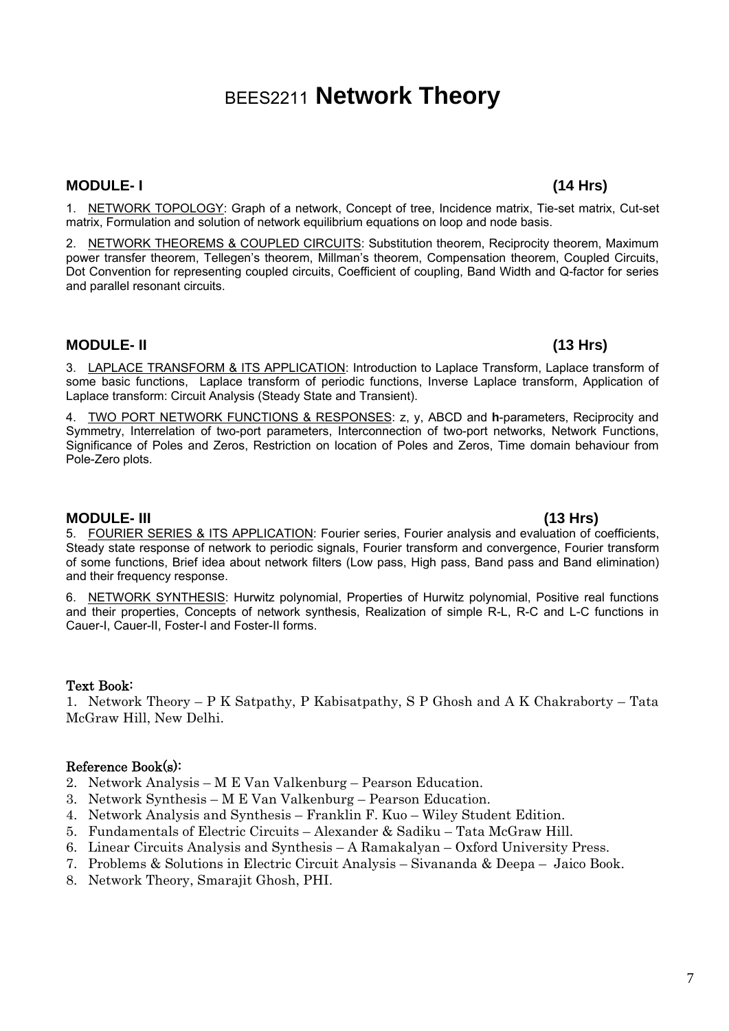# BEES2211 **Network Theory**

## MODULE- I (14 Hrs)

1. NETWORK TOPOLOGY: Graph of a network, Concept of tree, Incidence matrix, Tie-set matrix, Cut-set matrix, Formulation and solution of network equilibrium equations on loop and node basis.

2. NETWORK THEOREMS & COUPLED CIRCUITS: Substitution theorem, Reciprocity theorem, Maximum power transfer theorem, Tellegen's theorem, Millman's theorem, Compensation theorem, Coupled Circuits, Dot Convention for representing coupled circuits, Coefficient of coupling, Band Width and Q-factor for series and parallel resonant circuits.

## MODULE- II (13 Hrs)

3. LAPLACE TRANSFORM & ITS APPLICATION: Introduction to Laplace Transform, Laplace transform of some basic functions, Laplace transform of periodic functions, Inverse Laplace transform, Application of Laplace transform: Circuit Analysis (Steady State and Transient).

4. TWO PORT NETWORK FUNCTIONS & RESPONSES: z, y, ABCD and **h**-parameters, Reciprocity and Symmetry, Interrelation of two-port parameters, Interconnection of two-port networks, Network Functions, Significance of Poles and Zeros, Restriction on location of Poles and Zeros, Time domain behaviour from Pole-Zero plots.

## MODULE- III (13 Hrs)

5. FOURIER SERIES & ITS APPLICATION: Fourier series, Fourier analysis and evaluation of coefficients, Steady state response of network to periodic signals, Fourier transform and convergence, Fourier transform of some functions, Brief idea about network filters (Low pass, High pass, Band pass and Band elimination) and their frequency response.

6. NETWORK SYNTHESIS: Hurwitz polynomial, Properties of Hurwitz polynomial, Positive real functions and their properties, Concepts of network synthesis, Realization of simple R-L, R-C and L-C functions in Cauer-I, Cauer-II, Foster-I and Foster-II forms.

**Text Book:**

1. Network Theory – P K Satpathy, P Kabisatpathy, S P Ghosh and A K Chakraborty – Tata McGraw Hill, New Delhi.

**Reference Book(s):**

2. Network Analysis – M E Van Valkenburg – Pearson Education.
3. Network Synthesis – M E Van Valkenburg – Pearson Education.
4. Network Analysis and Synthesis – Franklin F. Kuo – Wiley Student Edition.
5. Fundamentals of Electric Circuits – Alexander & Sadiku – Tata McGraw Hill.
6. Linear Circuits Analysis and Synthesis – A Ramakalyan – Oxford University Press.
7. Problems & Solutions in Electric Circuit Analysis – Sivananda & Deepa – Jaico Book.
8. Network Theory, Smarajit Ghosh, PHI.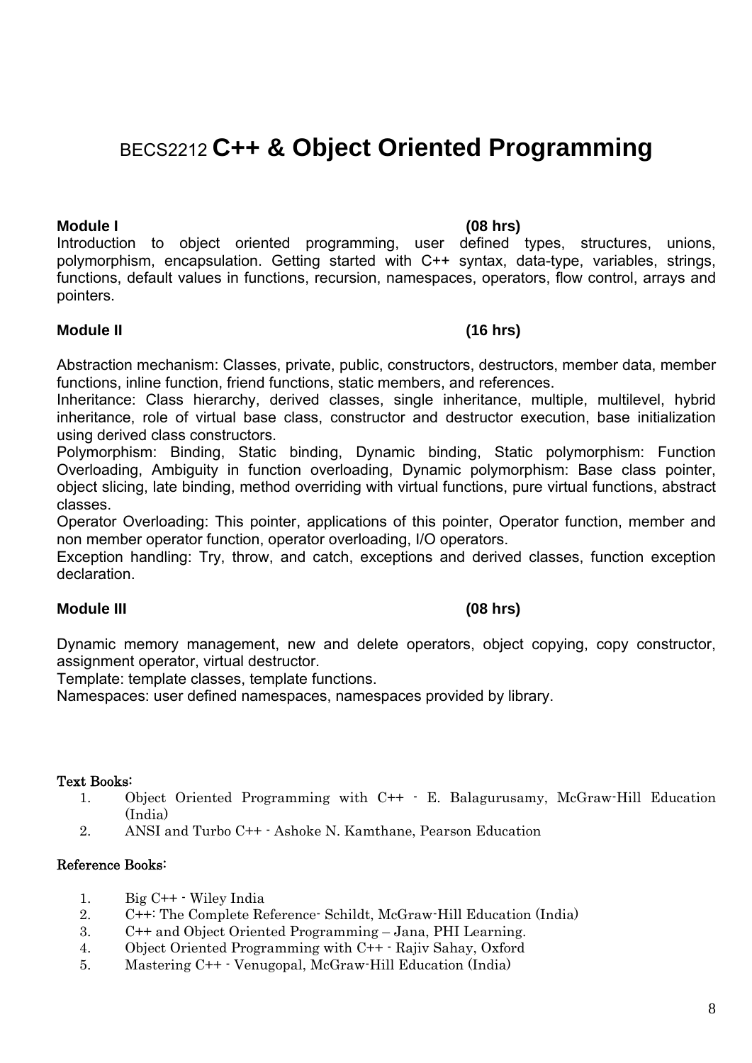# BECS2212 **C++ & Object Oriented Programming**

**Module I** **(08 hrs)**

Introduction to object oriented programming, user defined types, structures, unions, polymorphism, encapsulation. Getting started with C++ syntax, data-type, variables, strings, functions, default values in functions, recursion, namespaces, operators, flow control, arrays and pointers.

**Module II** **(16 hrs)**

Abstraction mechanism: Classes, private, public, constructors, destructors, member data, member functions, inline function, friend functions, static members, and references.

Inheritance: Class hierarchy, derived classes, single inheritance, multiple, multilevel, hybrid inheritance, role of virtual base class, constructor and destructor execution, base initialization using derived class constructors.

Polymorphism: Binding, Static binding, Dynamic binding, Static polymorphism: Function Overloading, Ambiguity in function overloading, Dynamic polymorphism: Base class pointer, object slicing, late binding, method overriding with virtual functions, pure virtual functions, abstract classes.

Operator Overloading: This pointer, applications of this pointer, Operator function, member and non member operator function, operator overloading, I/O operators.

Exception handling: Try, throw, and catch, exceptions and derived classes, function exception declaration.

**Module III** **(08 hrs)**

Dynamic memory management, new and delete operators, object copying, copy constructor, assignment operator, virtual destructor.

Template: template classes, template functions.

Namespaces: user defined namespaces, namespaces provided by library.

**Text Books:**

1. Object Oriented Programming with C++ - E. Balagurusamy, McGraw-Hill Education (India)
2. ANSI and Turbo C++ - Ashoke N. Kamthane, Pearson Education

**Reference Books:**

1. Big C++ - Wiley India
2. C++: The Complete Reference- Schildt, McGraw-Hill Education (India)
3. C++ and Object Oriented Programming – Jana, PHI Learning.
4. Object Oriented Programming with C++ - Rajiv Sahay, Oxford
5. Mastering C++ - Venugopal, McGraw-Hill Education (India)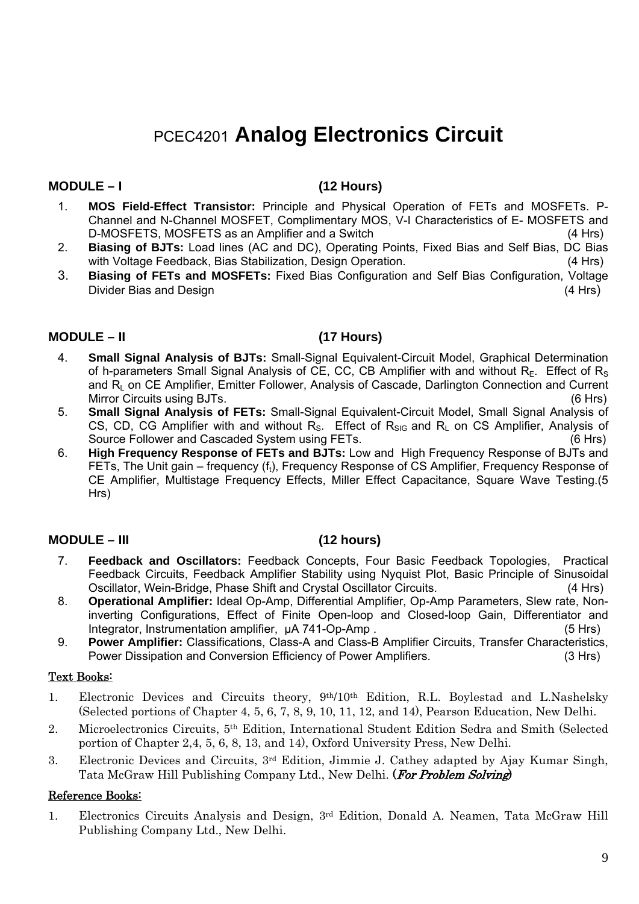# PCEC4201 **Analog Electronics Circuit**

**MODULE – I (12 Hours)**

1. **MOS Field-Effect Transistor:** Principle and Physical Operation of FETs and MOSFETs. P-Channel and N-Channel MOSFET, Complimentary MOS, V-I Characteristics of E- MOSFETS and D-MOSFETS, MOSFETS as an Amplifier and a Switch (4 Hrs)
2. **Biasing of BJTs:** Load lines (AC and DC), Operating Points, Fixed Bias and Self Bias, DC Bias with Voltage Feedback, Bias Stabilization, Design Operation. (4 Hrs)
3. **Biasing of FETs and MOSFETs:** Fixed Bias Configuration and Self Bias Configuration, Voltage Divider Bias and Design (4 Hrs)

**MODULE – II (17 Hours)**

4. **Small Signal Analysis of BJTs:** Small-Signal Equivalent-Circuit Model, Graphical Determination of h-parameters Small Signal Analysis of CE, CC, CB Amplifier with and without $R_E$. Effect of $R_S$ and $R_L$ on CE Amplifier, Emitter Follower, Analysis of Cascade, Darlington Connection and Current Mirror Circuits using BJTs. (6 Hrs)
5. **Small Signal Analysis of FETs:** Small-Signal Equivalent-Circuit Model, Small Signal Analysis of CS, CD, CG Amplifier with and without $R_S$. Effect of $R_{SIG}$ and $R_L$ on CS Amplifier, Analysis of Source Follower and Cascaded System using FETs. (6 Hrs)
6. **High Frequency Response of FETs and BJTs:** Low and High Frequency Response of BJTs and FETs, The Unit gain – frequency ($f_t$), Frequency Response of CS Amplifier, Frequency Response of CE Amplifier, Multistage Frequency Effects, Miller Effect Capacitance, Square Wave Testing.(5 Hrs)

**MODULE – III (12 hours)**

7. **Feedback and Oscillators:** Feedback Concepts, Four Basic Feedback Topologies, Practical Feedback Circuits, Feedback Amplifier Stability using Nyquist Plot, Basic Principle of Sinusoidal Oscillator, Wein-Bridge, Phase Shift and Crystal Oscillator Circuits. (4 Hrs)
8. **Operational Amplifier:** Ideal Op-Amp, Differential Amplifier, Op-Amp Parameters, Slew rate, Non-inverting Configurations, Effect of Finite Open-loop and Closed-loop Gain, Differentiator and Integrator, Instrumentation amplifier, μA 741-Op-Amp . (5 Hrs)
9. **Power Amplifier:** Classifications, Class-A and Class-B Amplifier Circuits, Transfer Characteristics, Power Dissipation and Conversion Efficiency of Power Amplifiers. (3 Hrs)

Text Books:

1. Electronic Devices and Circuits theory, 9th/10th Edition, R.L. Boylestad and L.Nashelsky (Selected portions of Chapter 4, 5, 6, 7, 8, 9, 10, 11, 12, and 14), Pearson Education, New Delhi.
2. Microelectronics Circuits, 5th Edition, International Student Edition Sedra and Smith (Selected portion of Chapter 2,4, 5, 6, 8, 13, and 14), Oxford University Press, New Delhi.
3. Electronic Devices and Circuits, 3rd Edition, Jimmie J. Cathey adapted by Ajay Kumar Singh, Tata McGraw Hill Publishing Company Ltd., New Delhi. (*For Problem Solving*)

Reference Books:

1. Electronics Circuits Analysis and Design, 3rd Edition, Donald A. Neamen, Tata McGraw Hill Publishing Company Ltd., New Delhi.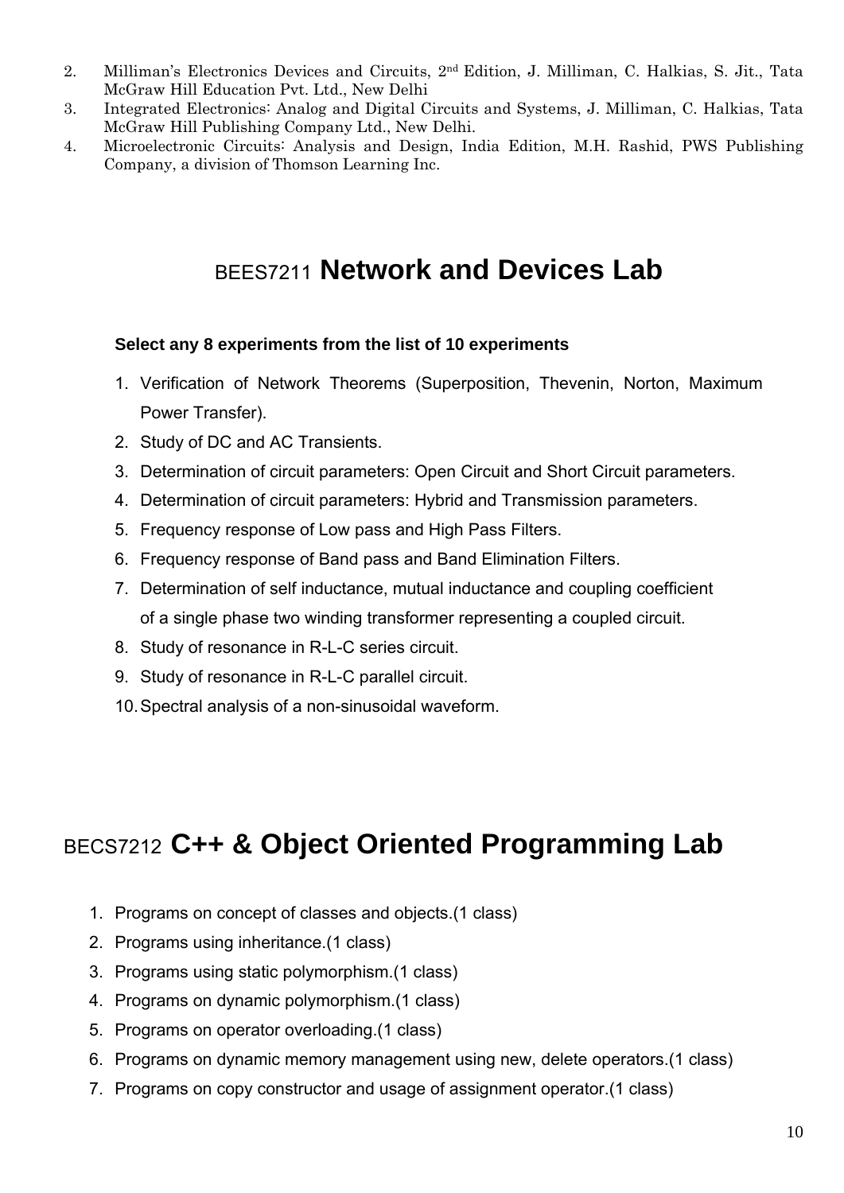2. Milliman's Electronics Devices and Circuits, 2nd Edition, J. Milliman, C. Halkias, S. Jit., Tata McGraw Hill Education Pvt. Ltd., New Delhi
3. Integrated Electronics: Analog and Digital Circuits and Systems, J. Milliman, C. Halkias, Tata McGraw Hill Publishing Company Ltd., New Delhi.
4. Microelectronic Circuits: Analysis and Design, India Edition, M.H. Rashid, PWS Publishing Company, a division of Thomson Learning Inc.

## BEES7211 **Network and Devices Lab**

**Select any 8 experiments from the list of 10 experiments**

1. Verification of Network Theorems (Superposition, Thevenin, Norton, Maximum Power Transfer).
2. Study of DC and AC Transients.
3. Determination of circuit parameters: Open Circuit and Short Circuit parameters.
4. Determination of circuit parameters: Hybrid and Transmission parameters.
5. Frequency response of Low pass and High Pass Filters.
6. Frequency response of Band pass and Band Elimination Filters.
7. Determination of self inductance, mutual inductance and coupling coefficient of a single phase two winding transformer representing a coupled circuit.
8. Study of resonance in R-L-C series circuit.
9. Study of resonance in R-L-C parallel circuit.
10. Spectral analysis of a non-sinusoidal waveform.

## BECS7212 **C++ & Object Oriented Programming Lab**

1. Programs on concept of classes and objects.(1 class)
2. Programs using inheritance.(1 class)
3. Programs using static polymorphism.(1 class)
4. Programs on dynamic polymorphism.(1 class)
5. Programs on operator overloading.(1 class)
6. Programs on dynamic memory management using new, delete operators.(1 class)
7. Programs on copy constructor and usage of assignment operator.(1 class)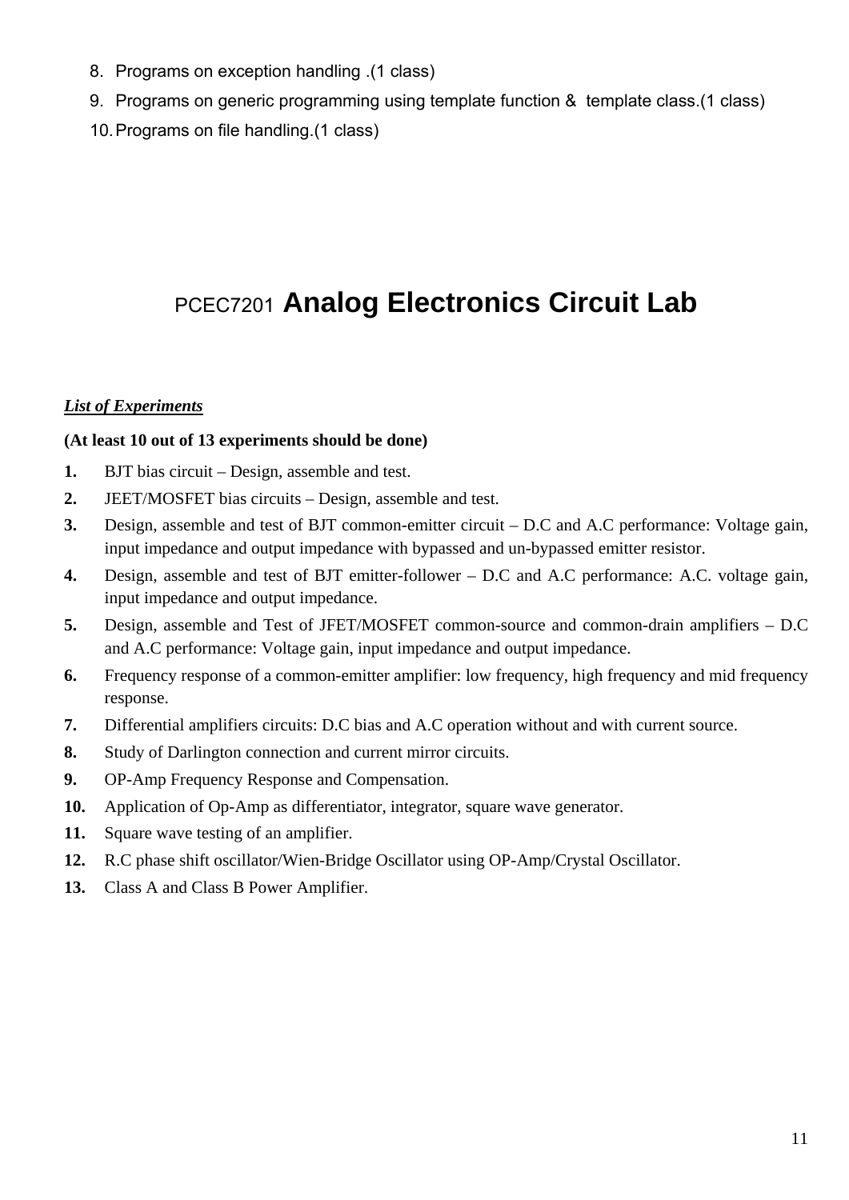8. Programs on exception handling .(1 class)
9. Programs on generic programming using template function & template class.(1 class)
10. Programs on file handling.(1 class)

# PCEC7201 **Analog Electronics Circuit Lab**

***List of Experiments***

**(At least 10 out of 13 experiments should be done)**

1. BJT bias circuit – Design, assemble and test.
2. JEET/MOSFET bias circuits – Design, assemble and test.
3. Design, assemble and test of BJT common-emitter circuit – D.C and A.C performance: Voltage gain, input impedance and output impedance with bypassed and un-bypassed emitter resistor.
4. Design, assemble and test of BJT emitter-follower – D.C and A.C performance: A.C. voltage gain, input impedance and output impedance.
5. Design, assemble and Test of JFET/MOSFET common-source and common-drain amplifiers – D.C and A.C performance: Voltage gain, input impedance and output impedance.
6. Frequency response of a common-emitter amplifier: low frequency, high frequency and mid frequency response.
7. Differential amplifiers circuits: D.C bias and A.C operation without and with current source.
8. Study of Darlington connection and current mirror circuits.
9. OP-Amp Frequency Response and Compensation.
10. Application of Op-Amp as differentiator, integrator, square wave generator.
11. Square wave testing of an amplifier.
12. R.C phase shift oscillator/Wien-Bridge Oscillator using OP-Amp/Crystal Oscillator.
13. Class A and Class B Power Amplifier.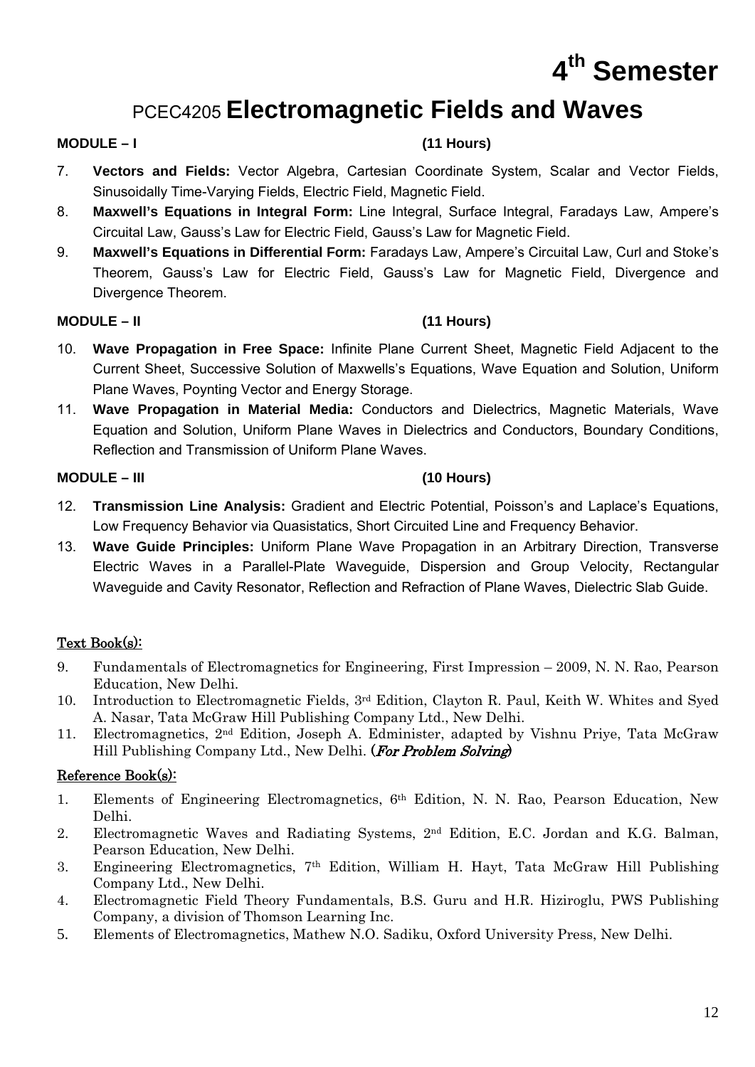# 4th Semester

## PCEC4205 Electromagnetic Fields and Waves

**MODULE – I** **(11 Hours)**

7. **Vectors and Fields:** Vector Algebra, Cartesian Coordinate System, Scalar and Vector Fields, Sinusoidally Time-Varying Fields, Electric Field, Magnetic Field.
8. **Maxwell's Equations in Integral Form:** Line Integral, Surface Integral, Faradays Law, Ampere's Circuital Law, Gauss's Law for Electric Field, Gauss's Law for Magnetic Field.
9. **Maxwell's Equations in Differential Form:** Faradays Law, Ampere's Circuital Law, Curl and Stoke's Theorem, Gauss's Law for Electric Field, Gauss's Law for Magnetic Field, Divergence and Divergence Theorem.

**MODULE – II** **(11 Hours)**

10. **Wave Propagation in Free Space:** Infinite Plane Current Sheet, Magnetic Field Adjacent to the Current Sheet, Successive Solution of Maxwells's Equations, Wave Equation and Solution, Uniform Plane Waves, Poynting Vector and Energy Storage.
11. **Wave Propagation in Material Media:** Conductors and Dielectrics, Magnetic Materials, Wave Equation and Solution, Uniform Plane Waves in Dielectrics and Conductors, Boundary Conditions, Reflection and Transmission of Uniform Plane Waves.

**MODULE – III** **(10 Hours)**

12. **Transmission Line Analysis:** Gradient and Electric Potential, Poisson's and Laplace's Equations, Low Frequency Behavior via Quasistatics, Short Circuited Line and Frequency Behavior.
13. **Wave Guide Principles:** Uniform Plane Wave Propagation in an Arbitrary Direction, Transverse Electric Waves in a Parallel-Plate Waveguide, Dispersion and Group Velocity, Rectangular Waveguide and Cavity Resonator, Reflection and Refraction of Plane Waves, Dielectric Slab Guide.

### Text Book(s):

9. Fundamentals of Electromagnetics for Engineering, First Impression – 2009, N. N. Rao, Pearson Education, New Delhi.
10. Introduction to Electromagnetic Fields, 3rd Edition, Clayton R. Paul, Keith W. Whites and Syed A. Nasar, Tata McGraw Hill Publishing Company Ltd., New Delhi.
11. Electromagnetics, 2nd Edition, Joseph A. Edminister, adapted by Vishnu Priye, Tata McGraw Hill Publishing Company Ltd., New Delhi. (*For Problem Solving*)

### Reference Book(s):

1. Elements of Engineering Electromagnetics, 6th Edition, N. N. Rao, Pearson Education, New Delhi.
2. Electromagnetic Waves and Radiating Systems, 2nd Edition, E.C. Jordan and K.G. Balman, Pearson Education, New Delhi.
3. Engineering Electromagnetics, 7th Edition, William H. Hayt, Tata McGraw Hill Publishing Company Ltd., New Delhi.
4. Electromagnetic Field Theory Fundamentals, B.S. Guru and H.R. Hiziroglu, PWS Publishing Company, a division of Thomson Learning Inc.
5. Elements of Electromagnetics, Mathew N.O. Sadiku, Oxford University Press, New Delhi.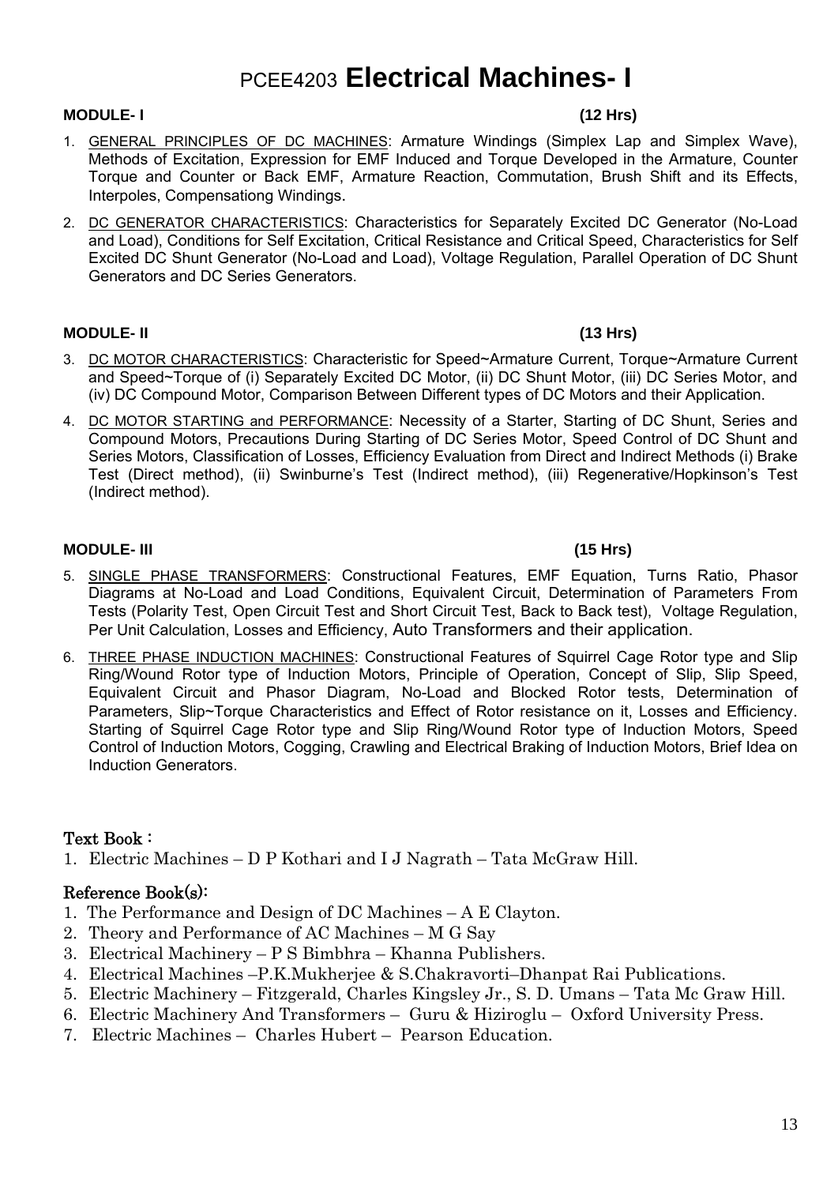# PCEE4203 **Electrical Machines- I**

**MODULE- I** **(12 Hrs)**

1. GENERAL PRINCIPLES OF DC MACHINES: Armature Windings (Simplex Lap and Simplex Wave), Methods of Excitation, Expression for EMF Induced and Torque Developed in the Armature, Counter Torque and Counter or Back EMF, Armature Reaction, Commutation, Brush Shift and its Effects, Interpoles, Compensationg Windings.

2. DC GENERATOR CHARACTERISTICS: Characteristics for Separately Excited DC Generator (No-Load and Load), Conditions for Self Excitation, Critical Resistance and Critical Speed, Characteristics for Self Excited DC Shunt Generator (No-Load and Load), Voltage Regulation, Parallel Operation of DC Shunt Generators and DC Series Generators.

**MODULE- II** **(13 Hrs)**

3. DC MOTOR CHARACTERISTICS: Characteristic for Speed~Armature Current, Torque~Armature Current and Speed~Torque of (i) Separately Excited DC Motor, (ii) DC Shunt Motor, (iii) DC Series Motor, and (iv) DC Compound Motor, Comparison Between Different types of DC Motors and their Application.

4. DC MOTOR STARTING and PERFORMANCE: Necessity of a Starter, Starting of DC Shunt, Series and Compound Motors, Precautions During Starting of DC Series Motor, Speed Control of DC Shunt and Series Motors, Classification of Losses, Efficiency Evaluation from Direct and Indirect Methods (i) Brake Test (Direct method), (ii) Swinburne's Test (Indirect method), (iii) Regenerative/Hopkinson's Test (Indirect method).

**MODULE- III** **(15 Hrs)**

5. SINGLE PHASE TRANSFORMERS: Constructional Features, EMF Equation, Turns Ratio, Phasor Diagrams at No-Load and Load Conditions, Equivalent Circuit, Determination of Parameters From Tests (Polarity Test, Open Circuit Test and Short Circuit Test, Back to Back test), Voltage Regulation, Per Unit Calculation, Losses and Efficiency, Auto Transformers and their application.

6. THREE PHASE INDUCTION MACHINES: Constructional Features of Squirrel Cage Rotor type and Slip Ring/Wound Rotor type of Induction Motors, Principle of Operation, Concept of Slip, Slip Speed, Equivalent Circuit and Phasor Diagram, No-Load and Blocked Rotor tests, Determination of Parameters, Slip~Torque Characteristics and Effect of Rotor resistance on it, Losses and Efficiency. Starting of Squirrel Cage Rotor type and Slip Ring/Wound Rotor type of Induction Motors, Speed Control of Induction Motors, Cogging, Crawling and Electrical Braking of Induction Motors, Brief Idea on Induction Generators.

## Text Book :

1. Electric Machines – D P Kothari and I J Nagrath – Tata McGraw Hill.

## Reference Book(s):

1. The Performance and Design of DC Machines – A E Clayton.
2. Theory and Performance of AC Machines – M G Say
3. Electrical Machinery – P S Bimbhra – Khanna Publishers.
4. Electrical Machines –P.K.Mukherjee & S.Chakravorti–Dhanpat Rai Publications.
5. Electric Machinery – Fitzgerald, Charles Kingsley Jr., S. D. Umans – Tata Mc Graw Hill.
6. Electric Machinery And Transformers – Guru & Hiziroglu – Oxford University Press.
7. Electric Machines – Charles Hubert – Pearson Education.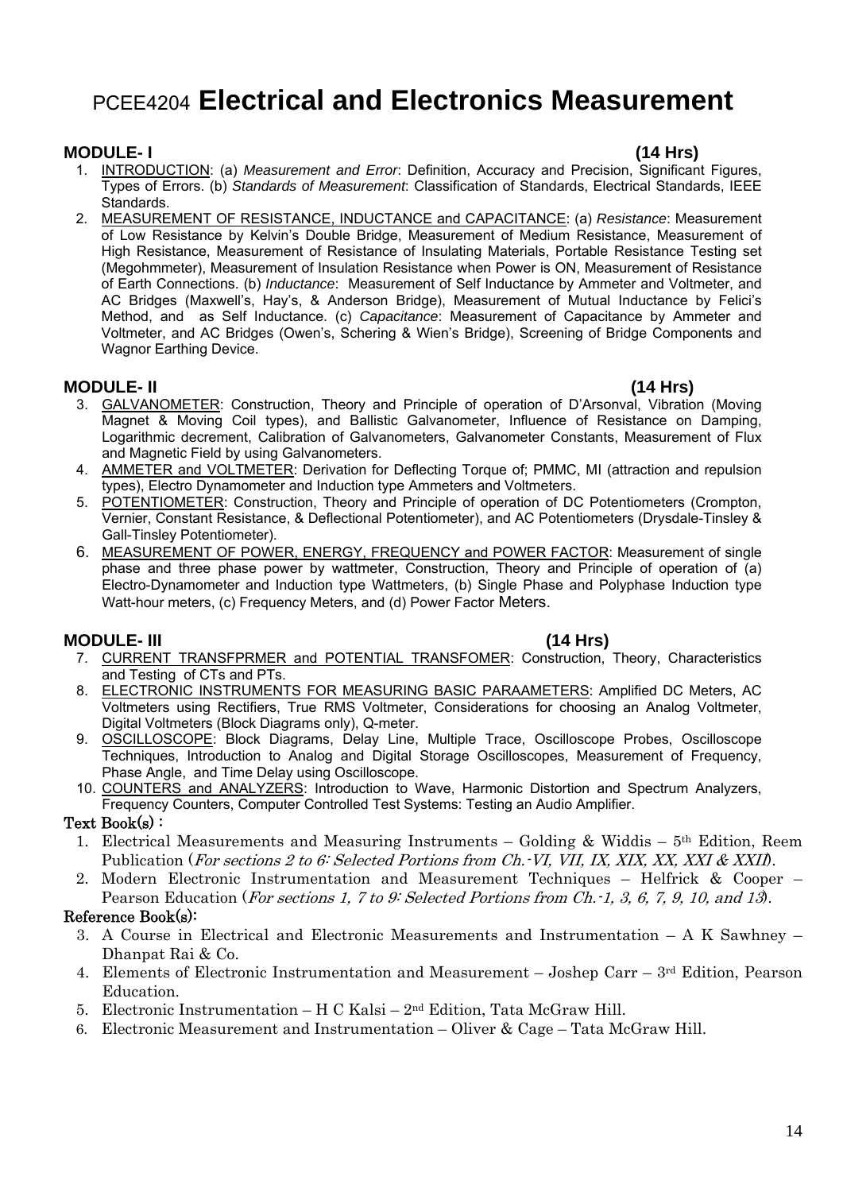# PCEE4204 **Electrical and Electronics Measurement**

## MODULE- I (14 Hrs)

1. <u>INTRODUCTION</u>: (a) *Measurement and Error*: Definition, Accuracy and Precision, Significant Figures, Types of Errors. (b) *Standards of Measurement*: Classification of Standards, Electrical Standards, IEEE Standards.
2. <u>MEASUREMENT OF RESISTANCE, INDUCTANCE and CAPACITANCE</u>: (a) *Resistance*: Measurement of Low Resistance by Kelvin's Double Bridge, Measurement of Medium Resistance, Measurement of High Resistance, Measurement of Resistance of Insulating Materials, Portable Resistance Testing set (Megohmmeter), Measurement of Insulation Resistance when Power is ON, Measurement of Resistance of Earth Connections. (b) *Inductance*: Measurement of Self Inductance by Ammeter and Voltmeter, and AC Bridges (Maxwell's, Hay's, & Anderson Bridge), Measurement of Mutual Inductance by Felici's Method, and as Self Inductance. (c) *Capacitance*: Measurement of Capacitance by Ammeter and Voltmeter, and AC Bridges (Owen's, Schering & Wien's Bridge), Screening of Bridge Components and Wagnor Earthing Device.

## MODULE- II (14 Hrs)

3. <u>GALVANOMETER</u>: Construction, Theory and Principle of operation of D'Arsonval, Vibration (Moving Magnet & Moving Coil types), and Ballistic Galvanometer, Influence of Resistance on Damping, Logarithmic decrement, Calibration of Galvanometers, Galvanometer Constants, Measurement of Flux and Magnetic Field by using Galvanometers.
4. <u>AMMETER and VOLTMETER</u>: Derivation for Deflecting Torque of; PMMC, MI (attraction and repulsion types), Electro Dynamometer and Induction type Ammeters and Voltmeters.
5. <u>POTENTIOMETER</u>: Construction, Theory and Principle of operation of DC Potentiometers (Crompton, Vernier, Constant Resistance, & Deflectional Potentiometer), and AC Potentiometers (Drysdale-Tinsley & Gall-Tinsley Potentiometer).
6. <u>MEASUREMENT OF POWER, ENERGY, FREQUENCY and POWER FACTOR</u>: Measurement of single phase and three phase power by wattmeter, Construction, Theory and Principle of operation of (a) Electro-Dynamometer and Induction type Wattmeters, (b) Single Phase and Polyphase Induction type Watt-hour meters, (c) Frequency Meters, and (d) Power Factor Meters.

## MODULE- III (14 Hrs)

7. <u>CURRENT TRANSFPRMER and POTENTIAL TRANSFOMER</u>: Construction, Theory, Characteristics and Testing of CTs and PTs.
8. <u>ELECTRONIC INSTRUMENTS FOR MEASURING BASIC PARAAMETERS</u>: Amplified DC Meters, AC Voltmeters using Rectifiers, True RMS Voltmeter, Considerations for choosing an Analog Voltmeter, Digital Voltmeters (Block Diagrams only), Q-meter.
9. <u>OSCILLOSCOPE</u>: Block Diagrams, Delay Line, Multiple Trace, Oscilloscope Probes, Oscilloscope Techniques, Introduction to Analog and Digital Storage Oscilloscopes, Measurement of Frequency, Phase Angle, and Time Delay using Oscilloscope.
10. <u>COUNTERS and ANALYZERS</u>: Introduction to Wave, Harmonic Distortion and Spectrum Analyzers, Frequency Counters, Computer Controlled Test Systems: Testing an Audio Amplifier.

**Text Book(s) :**

1. Electrical Measurements and Measuring Instruments – Golding & Widdis – 5th Edition, Reem Publication (*For sections 2 to 6: Selected Portions from Ch.-VI, VII, IX, XIX, XX, XXI & XXII*).
2. Modern Electronic Instrumentation and Measurement Techniques – Helfrick & Cooper – Pearson Education (*For sections 1, 7 to 9: Selected Portions from Ch.-1, 3, 6, 7, 9, 10, and 13*).

**Reference Book(s):**

3. A Course in Electrical and Electronic Measurements and Instrumentation – A K Sawhney – Dhanpat Rai & Co.
4. Elements of Electronic Instrumentation and Measurement – Joshep Carr – 3rd Edition, Pearson Education.
5. Electronic Instrumentation – H C Kalsi – 2nd Edition, Tata McGraw Hill.
6. Electronic Measurement and Instrumentation – Oliver & Cage – Tata McGraw Hill.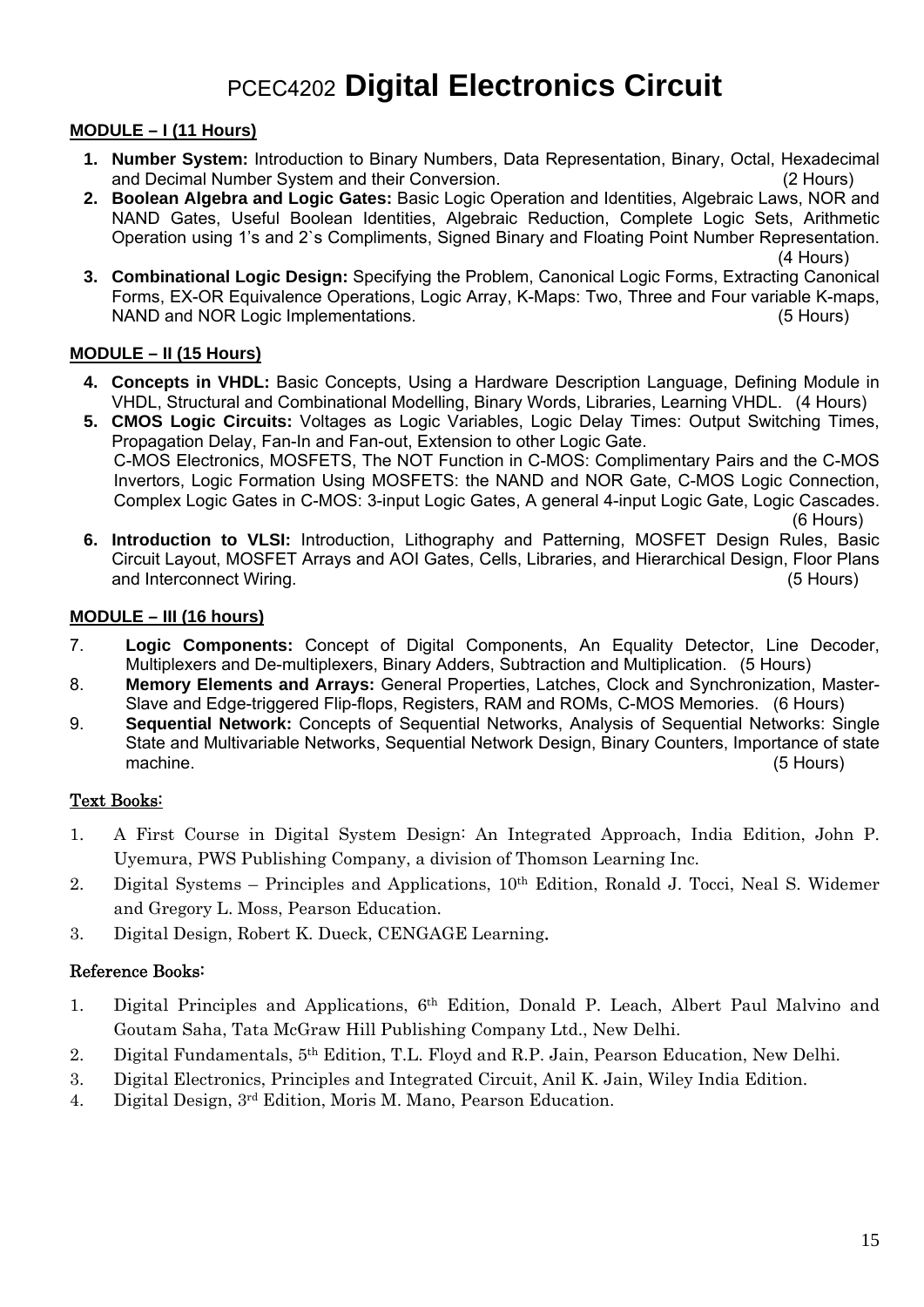# PCEC4202 **Digital Electronics Circuit**

**MODULE – I (11 Hours)**

1. **Number System:** Introduction to Binary Numbers, Data Representation, Binary, Octal, Hexadecimal and Decimal Number System and their Conversion. (2 Hours)
2. **Boolean Algebra and Logic Gates:** Basic Logic Operation and Identities, Algebraic Laws, NOR and NAND Gates, Useful Boolean Identities, Algebraic Reduction, Complete Logic Sets, Arithmetic Operation using 1's and 2`s Compliments, Signed Binary and Floating Point Number Representation. (4 Hours)
3. **Combinational Logic Design:** Specifying the Problem, Canonical Logic Forms, Extracting Canonical Forms, EX-OR Equivalence Operations, Logic Array, K-Maps: Two, Three and Four variable K-maps, NAND and NOR Logic Implementations. (5 Hours)

**MODULE – II (15 Hours)**

4. **Concepts in VHDL:** Basic Concepts, Using a Hardware Description Language, Defining Module in VHDL, Structural and Combinational Modelling, Binary Words, Libraries, Learning VHDL. (4 Hours)
5. **CMOS Logic Circuits:** Voltages as Logic Variables, Logic Delay Times: Output Switching Times, Propagation Delay, Fan-In and Fan-out, Extension to other Logic Gate.
   C-MOS Electronics, MOSFETS, The NOT Function in C-MOS: Complimentary Pairs and the C-MOS Invertors, Logic Formation Using MOSFETS: the NAND and NOR Gate, C-MOS Logic Connection, Complex Logic Gates in C-MOS: 3-input Logic Gates, A general 4-input Logic Gate, Logic Cascades. (6 Hours)
6. **Introduction to VLSI:** Introduction, Lithography and Patterning, MOSFET Design Rules, Basic Circuit Layout, MOSFET Arrays and AOI Gates, Cells, Libraries, and Hierarchical Design, Floor Plans and Interconnect Wiring. (5 Hours)

**MODULE – III (16 hours)**

7. **Logic Components:** Concept of Digital Components, An Equality Detector, Line Decoder, Multiplexers and De-multiplexers, Binary Adders, Subtraction and Multiplication. (5 Hours)
8. **Memory Elements and Arrays:** General Properties, Latches, Clock and Synchronization, Master-Slave and Edge-triggered Flip-flops, Registers, RAM and ROMs, C-MOS Memories. (6 Hours)
9. **Sequential Network:** Concepts of Sequential Networks, Analysis of Sequential Networks: Single State and Multivariable Networks, Sequential Network Design, Binary Counters, Importance of state machine. (5 Hours)

**Text Books:**

1. A First Course in Digital System Design: An Integrated Approach, India Edition, John P. Uyemura, PWS Publishing Company, a division of Thomson Learning Inc.
2. Digital Systems – Principles and Applications, 10th Edition, Ronald J. Tocci, Neal S. Widemer and Gregory L. Moss, Pearson Education.
3. Digital Design, Robert K. Dueck, CENGAGE Learning.

**Reference Books:**

1. Digital Principles and Applications, 6th Edition, Donald P. Leach, Albert Paul Malvino and Goutam Saha, Tata McGraw Hill Publishing Company Ltd., New Delhi.
2. Digital Fundamentals, 5th Edition, T.L. Floyd and R.P. Jain, Pearson Education, New Delhi.
3. Digital Electronics, Principles and Integrated Circuit, Anil K. Jain, Wiley India Edition.
4. Digital Design, 3rd Edition, Moris M. Mano, Pearson Education.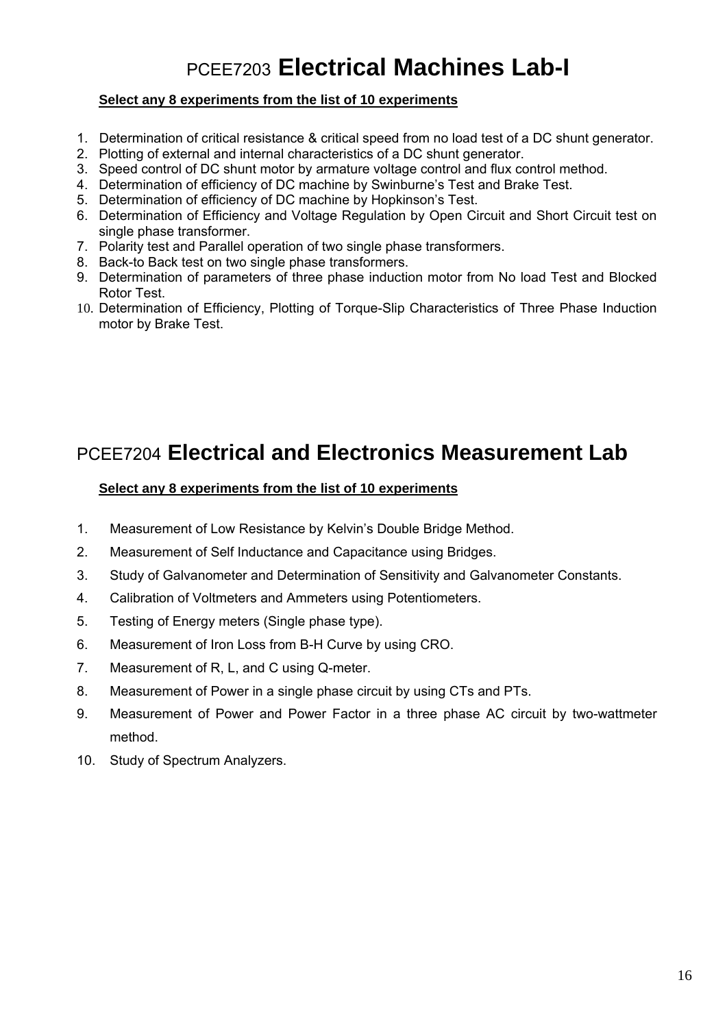# PCEE7203 **Electrical Machines Lab-I**

**Select any 8 experiments from the list of 10 experiments**

1. Determination of critical resistance & critical speed from no load test of a DC shunt generator.
2. Plotting of external and internal characteristics of a DC shunt generator.
3. Speed control of DC shunt motor by armature voltage control and flux control method.
4. Determination of efficiency of DC machine by Swinburne's Test and Brake Test.
5. Determination of efficiency of DC machine by Hopkinson's Test.
6. Determination of Efficiency and Voltage Regulation by Open Circuit and Short Circuit test on single phase transformer.
7. Polarity test and Parallel operation of two single phase transformers.
8. Back-to Back test on two single phase transformers.
9. Determination of parameters of three phase induction motor from No load Test and Blocked Rotor Test.
10. Determination of Efficiency, Plotting of Torque-Slip Characteristics of Three Phase Induction motor by Brake Test.

# PCEE7204 **Electrical and Electronics Measurement Lab**

**Select any 8 experiments from the list of 10 experiments**

1. Measurement of Low Resistance by Kelvin's Double Bridge Method.
2. Measurement of Self Inductance and Capacitance using Bridges.
3. Study of Galvanometer and Determination of Sensitivity and Galvanometer Constants.
4. Calibration of Voltmeters and Ammeters using Potentiometers.
5. Testing of Energy meters (Single phase type).
6. Measurement of Iron Loss from B-H Curve by using CRO.
7. Measurement of R, L, and C using Q-meter.
8. Measurement of Power in a single phase circuit by using CTs and PTs.
9. Measurement of Power and Power Factor in a three phase AC circuit by two-wattmeter method.
10. Study of Spectrum Analyzers.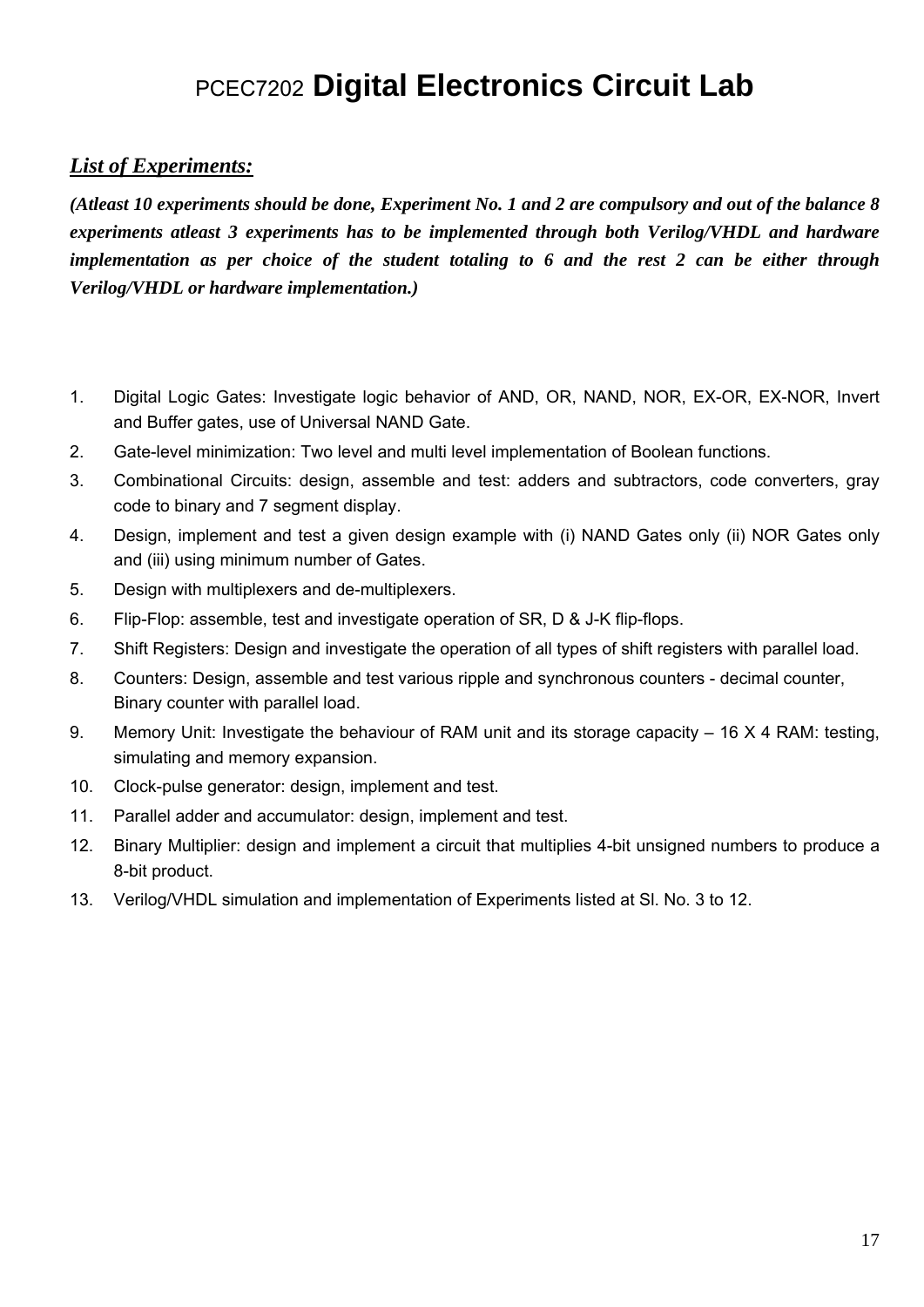# PCEC7202 **Digital Electronics Circuit Lab**

***List of Experiments:***

***(Atleast 10 experiments should be done, Experiment No. 1 and 2 are compulsory and out of the balance 8 experiments atleast 3 experiments has to be implemented through both Verilog/VHDL and hardware implementation as per choice of the student totaling to 6 and the rest 2 can be either through Verilog/VHDL or hardware implementation.)***

1. Digital Logic Gates: Investigate logic behavior of AND, OR, NAND, NOR, EX-OR, EX-NOR, Invert and Buffer gates, use of Universal NAND Gate.
2. Gate-level minimization: Two level and multi level implementation of Boolean functions.
3. Combinational Circuits: design, assemble and test: adders and subtractors, code converters, gray code to binary and 7 segment display.
4. Design, implement and test a given design example with (i) NAND Gates only (ii) NOR Gates only and (iii) using minimum number of Gates.
5. Design with multiplexers and de-multiplexers.
6. Flip-Flop: assemble, test and investigate operation of SR, D & J-K flip-flops.
7. Shift Registers: Design and investigate the operation of all types of shift registers with parallel load.
8. Counters: Design, assemble and test various ripple and synchronous counters - decimal counter, Binary counter with parallel load.
9. Memory Unit: Investigate the behaviour of RAM unit and its storage capacity – 16 X 4 RAM: testing, simulating and memory expansion.
10. Clock-pulse generator: design, implement and test.
11. Parallel adder and accumulator: design, implement and test.
12. Binary Multiplier: design and implement a circuit that multiplies 4-bit unsigned numbers to produce a 8-bit product.
13. Verilog/VHDL simulation and implementation of Experiments listed at Sl. No. 3 to 12.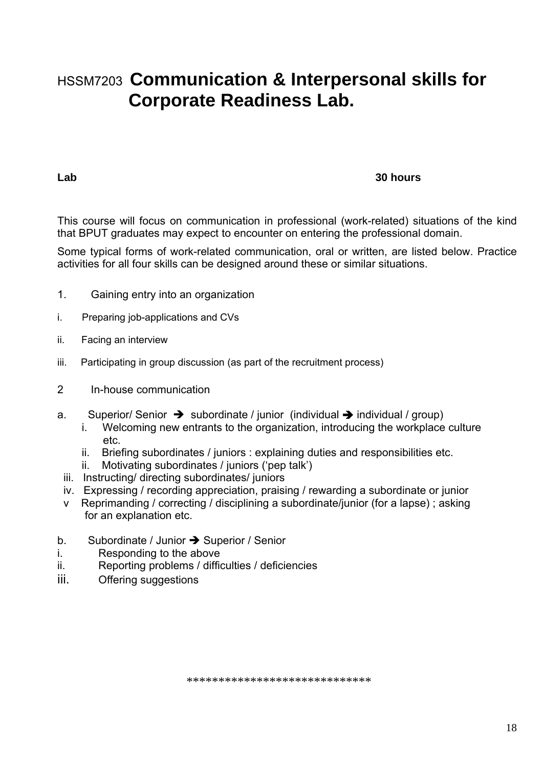# HSSM7203 **Communication & Interpersonal skills for Corporate Readiness Lab.**

**Lab** **30 hours**

This course will focus on communication in professional (work-related) situations of the kind that BPUT graduates may expect to encounter on entering the professional domain.

Some typical forms of work-related communication, oral or written, are listed below. Practice activities for all four skills can be designed around these or similar situations.

1. Gaining entry into an organization

i. Preparing job-applications and CVs

ii. Facing an interview

iii. Participating in group discussion (as part of the recruitment process)

2 In-house communication

a. Superior/ Senior ➔ subordinate / junior (individual ➔ individual / group)

   i. Welcoming new entrants to the organization, introducing the workplace culture etc.

   ii. Briefing subordinates / juniors : explaining duties and responsibilities etc.

   ii. Motivating subordinates / juniors ('pep talk')

   iii. Instructing/ directing subordinates/ juniors

   iv. Expressing / recording appreciation, praising / rewarding a subordinate or junior

   v Reprimanding / correcting / disciplining a subordinate/junior (for a lapse) ; asking for an explanation etc.

b. Subordinate / Junior ➔ Superior / Senior

i. Responding to the above

ii. Reporting problems / difficulties / deficiencies

iii. Offering suggestions

****************************